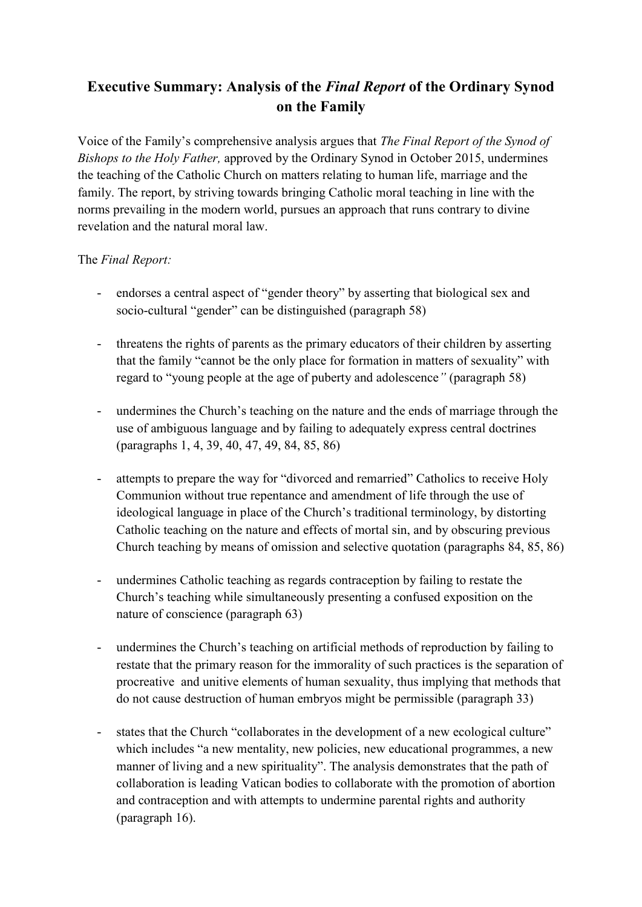# Executive Summary: Analysis of the *Final Report* of the Ordinary Synod on the Family

Voice of the Family's comprehensive analysis argues that *The Final Report of the Synod of Bishops to the Holy Father,* approved by the Ordinary Synod in October 2015, undermines the teaching of the Catholic Church on matters relating to human life, marriage and the family. The report, by striving towards bringing Catholic moral teaching in line with the norms prevailing in the modern world, pursues an approach that runs contrary to divine revelation and the natural moral law.

The *Final Report:*

- endorses a central aspect of "gender theory" by asserting that biological sex and socio-cultural "gender" can be distinguished (paragraph 58)

- threatens the rights of parents as the primary educators of their children by asserting that the family "cannot be the only place for formation in matters of sexuality" with regard to "young people at the age of puberty and adolescence*"* (paragraph 58)

- undermines the Church's teaching on the nature and the ends of marriage through the use of ambiguous language and by failing to adequately express central doctrines (paragraphs 1, 4, 39, 40, 47, 49, 84, 85, 86)

- attempts to prepare the way for "divorced and remarried" Catholics to receive Holy Communion without true repentance and amendment of life through the use of ideological language in place of the Church's traditional terminology, by distorting Catholic teaching on the nature and effects of mortal sin, and by obscuring previous Church teaching by means of omission and selective quotation (paragraphs 84, 85, 86)

- undermines Catholic teaching as regards contraception by failing to restate the Church's teaching while simultaneously presenting a confused exposition on the nature of conscience (paragraph 63)

- undermines the Church's teaching on artificial methods of reproduction by failing to restate that the primary reason for the immorality of such practices is the separation of procreative and unitive elements of human sexuality, thus implying that methods that do not cause destruction of human embryos might be permissible (paragraph 33)

- states that the Church "collaborates in the development of a new ecological culture" which includes "a new mentality, new policies, new educational programmes, a new manner of living and a new spirituality". The analysis demonstrates that the path of collaboration is leading Vatican bodies to collaborate with the promotion of abortion and contraception and with attempts to undermine parental rights and authority (paragraph 16).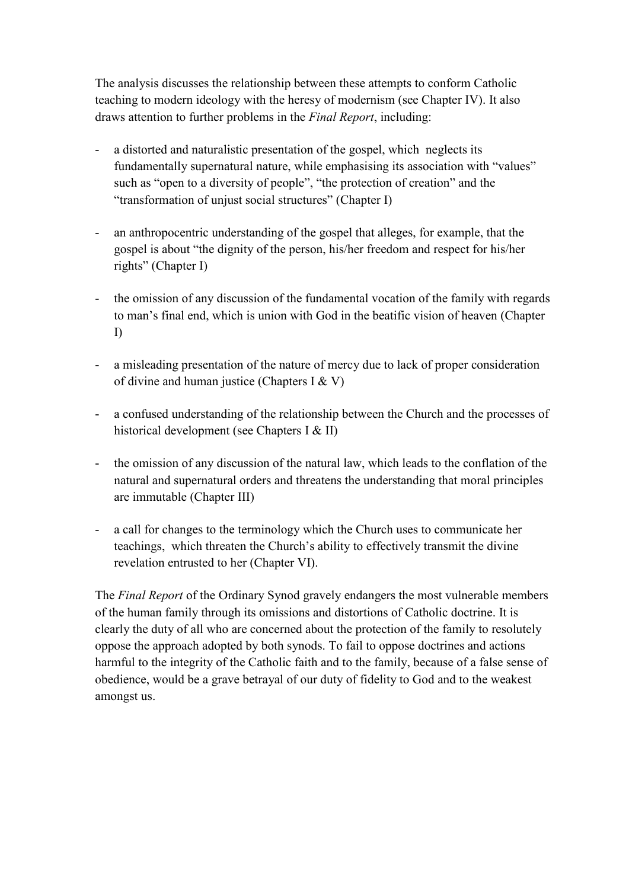The analysis discusses the relationship between these attempts to conform Catholic teaching to modern ideology with the heresy of modernism (see Chapter IV). It also draws attention to further problems in the *Final Report*, including:

- a distorted and naturalistic presentation of the gospel, which neglects its fundamentally supernatural nature, while emphasising its association with "values" such as "open to a diversity of people", "the protection of creation" and the "transformation of unjust social structures" (Chapter I)

- an anthropocentric understanding of the gospel that alleges, for example, that the gospel is about "the dignity of the person, his/her freedom and respect for his/her rights" (Chapter I)

- the omission of any discussion of the fundamental vocation of the family with regards to man's final end, which is union with God in the beatific vision of heaven (Chapter I)

- a misleading presentation of the nature of mercy due to lack of proper consideration of divine and human justice (Chapters I & V)

- a confused understanding of the relationship between the Church and the processes of historical development (see Chapters I & II)

- the omission of any discussion of the natural law, which leads to the conflation of the natural and supernatural orders and threatens the understanding that moral principles are immutable (Chapter III)

- a call for changes to the terminology which the Church uses to communicate her teachings, which threaten the Church's ability to effectively transmit the divine revelation entrusted to her (Chapter VI).

The *Final Report* of the Ordinary Synod gravely endangers the most vulnerable members of the human family through its omissions and distortions of Catholic doctrine. It is clearly the duty of all who are concerned about the protection of the family to resolutely oppose the approach adopted by both synods. To fail to oppose doctrines and actions harmful to the integrity of the Catholic faith and to the family, because of a false sense of obedience, would be a grave betrayal of our duty of fidelity to God and to the weakest amongst us.